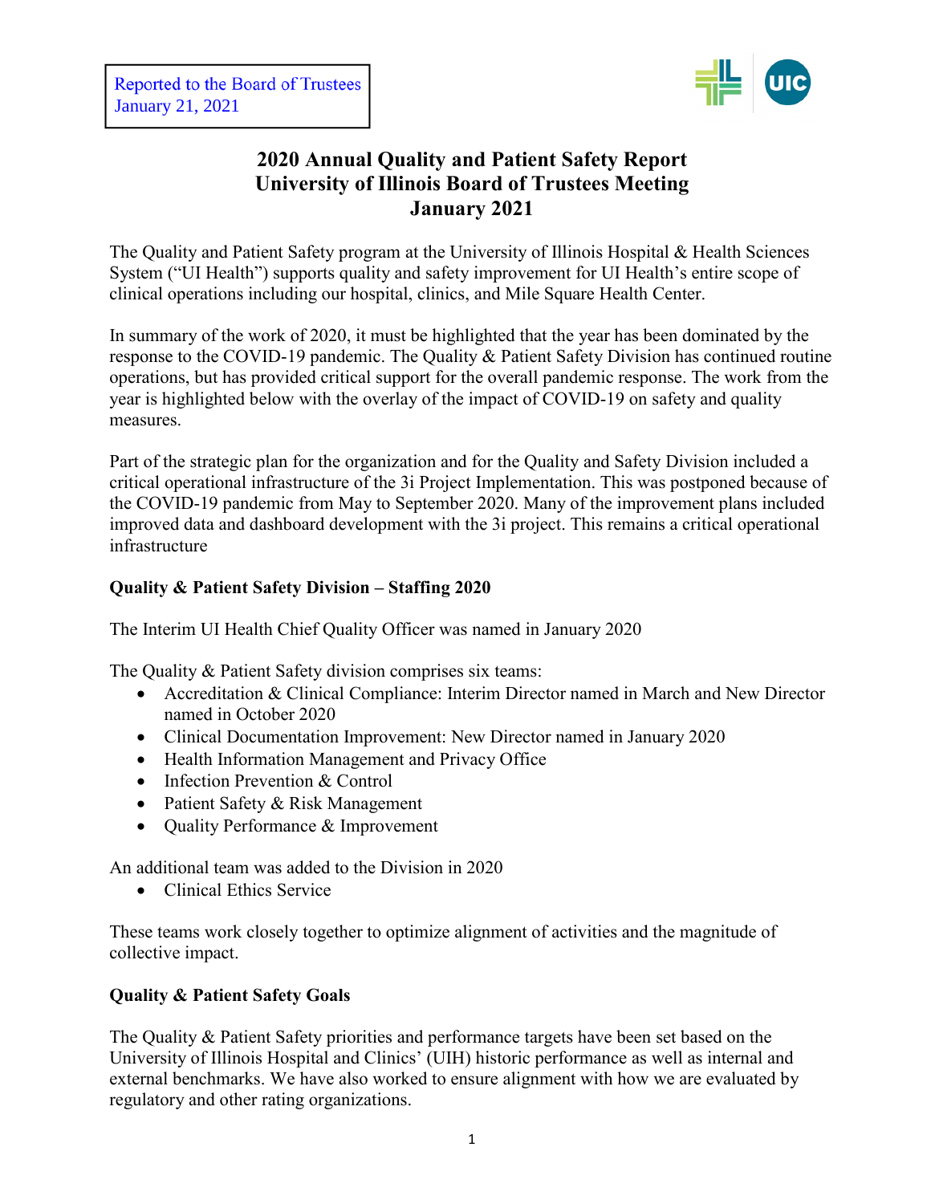Reported to the Board of Trustees
January 21, 2021

# 2020 Annual Quality and Patient Safety Report
# University of Illinois Board of Trustees Meeting
# January 2021

The Quality and Patient Safety program at the University of Illinois Hospital & Health Sciences System ("UI Health") supports quality and safety improvement for UI Health's entire scope of clinical operations including our hospital, clinics, and Mile Square Health Center.

In summary of the work of 2020, it must be highlighted that the year has been dominated by the response to the COVID-19 pandemic. The Quality & Patient Safety Division has continued routine operations, but has provided critical support for the overall pandemic response. The work from the year is highlighted below with the overlay of the impact of COVID-19 on safety and quality measures.

Part of the strategic plan for the organization and for the Quality and Safety Division included a critical operational infrastructure of the 3i Project Implementation. This was postponed because of the COVID-19 pandemic from May to September 2020. Many of the improvement plans included improved data and dashboard development with the 3i project. This remains a critical operational infrastructure

## Quality & Patient Safety Division – Staffing 2020

The Interim UI Health Chief Quality Officer was named in January 2020

The Quality & Patient Safety division comprises six teams:

- Accreditation & Clinical Compliance: Interim Director named in March and New Director named in October 2020
- Clinical Documentation Improvement: New Director named in January 2020
- Health Information Management and Privacy Office
- Infection Prevention & Control
- Patient Safety & Risk Management
- Quality Performance & Improvement

An additional team was added to the Division in 2020

- Clinical Ethics Service

These teams work closely together to optimize alignment of activities and the magnitude of collective impact.

## Quality & Patient Safety Goals

The Quality & Patient Safety priorities and performance targets have been set based on the University of Illinois Hospital and Clinics' (UIH) historic performance as well as internal and external benchmarks. We have also worked to ensure alignment with how we are evaluated by regulatory and other rating organizations.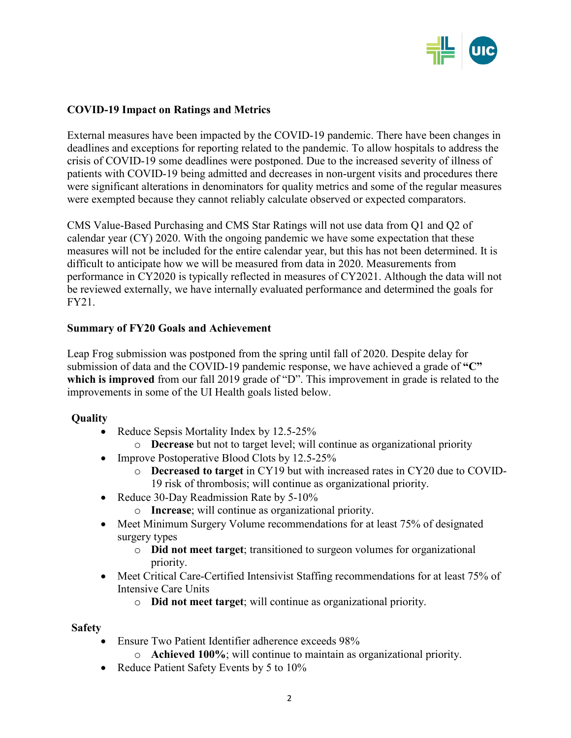**COVID-19 Impact on Ratings and Metrics**

External measures have been impacted by the COVID-19 pandemic. There have been changes in deadlines and exceptions for reporting related to the pandemic. To allow hospitals to address the crisis of COVID-19 some deadlines were postponed. Due to the increased severity of illness of patients with COVID-19 being admitted and decreases in non-urgent visits and procedures there were significant alterations in denominators for quality metrics and some of the regular measures were exempted because they cannot reliably calculate observed or expected comparators.

CMS Value-Based Purchasing and CMS Star Ratings will not use data from Q1 and Q2 of calendar year (CY) 2020. With the ongoing pandemic we have some expectation that these measures will not be included for the entire calendar year, but this has not been determined. It is difficult to anticipate how we will be measured from data in 2020. Measurements from performance in CY2020 is typically reflected in measures of CY2021. Although the data will not be reviewed externally, we have internally evaluated performance and determined the goals for FY21.

**Summary of FY20 Goals and Achievement**

Leap Frog submission was postponed from the spring until fall of 2020. Despite delay for submission of data and the COVID-19 pandemic response, we have achieved a grade of **"C" which is improved** from our fall 2019 grade of "D". This improvement in grade is related to the improvements in some of the UI Health goals listed below.

**Quality**

- Reduce Sepsis Mortality Index by 12.5-25%
  - **Decrease** but not to target level; will continue as organizational priority
- Improve Postoperative Blood Clots by 12.5-25%
  - **Decreased to target** in CY19 but with increased rates in CY20 due to COVID-19 risk of thrombosis; will continue as organizational priority.
- Reduce 30-Day Readmission Rate by 5-10%
  - **Increase**; will continue as organizational priority.
- Meet Minimum Surgery Volume recommendations for at least 75% of designated surgery types
  - **Did not meet target**; transitioned to surgeon volumes for organizational priority.
- Meet Critical Care-Certified Intensivist Staffing recommendations for at least 75% of Intensive Care Units
  - **Did not meet target**; will continue as organizational priority.

**Safety**

- Ensure Two Patient Identifier adherence exceeds 98%
  - **Achieved 100%**; will continue to maintain as organizational priority.
- Reduce Patient Safety Events by 5 to 10%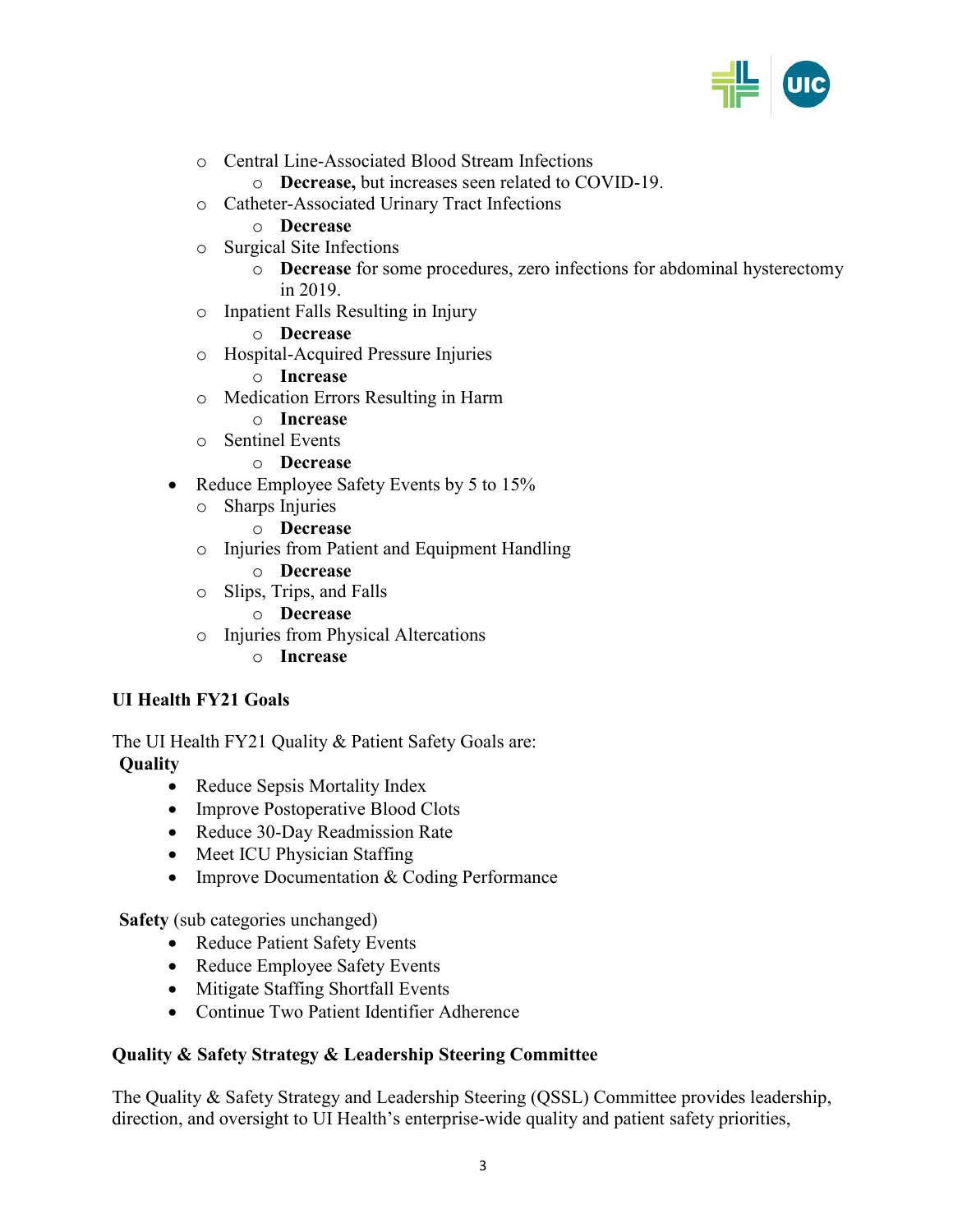- Central Line-Associated Blood Stream Infections
    - **Decrease,** but increases seen related to COVID-19.
  - Catheter-Associated Urinary Tract Infections
    - **Decrease**
  - Surgical Site Infections
    - **Decrease** for some procedures, zero infections for abdominal hysterectomy in 2019.
  - Inpatient Falls Resulting in Injury
    - **Decrease**
  - Hospital-Acquired Pressure Injuries
    - **Increase**
  - Medication Errors Resulting in Harm
    - **Increase**
  - Sentinel Events
    - **Decrease**
- Reduce Employee Safety Events by 5 to 15%
  - Sharps Injuries
    - **Decrease**
  - Injuries from Patient and Equipment Handling
    - **Decrease**
  - Slips, Trips, and Falls
    - **Decrease**
  - Injuries from Physical Altercations
    - **Increase**

**UI Health FY21 Goals**

The UI Health FY21 Quality & Patient Safety Goals are:

**Quality**

- Reduce Sepsis Mortality Index
- Improve Postoperative Blood Clots
- Reduce 30-Day Readmission Rate
- Meet ICU Physician Staffing
- Improve Documentation & Coding Performance

**Safety** (sub categories unchanged)

- Reduce Patient Safety Events
- Reduce Employee Safety Events
- Mitigate Staffing Shortfall Events
- Continue Two Patient Identifier Adherence

**Quality & Safety Strategy & Leadership Steering Committee**

The Quality & Safety Strategy and Leadership Steering (QSSL) Committee provides leadership, direction, and oversight to UI Health's enterprise-wide quality and patient safety priorities,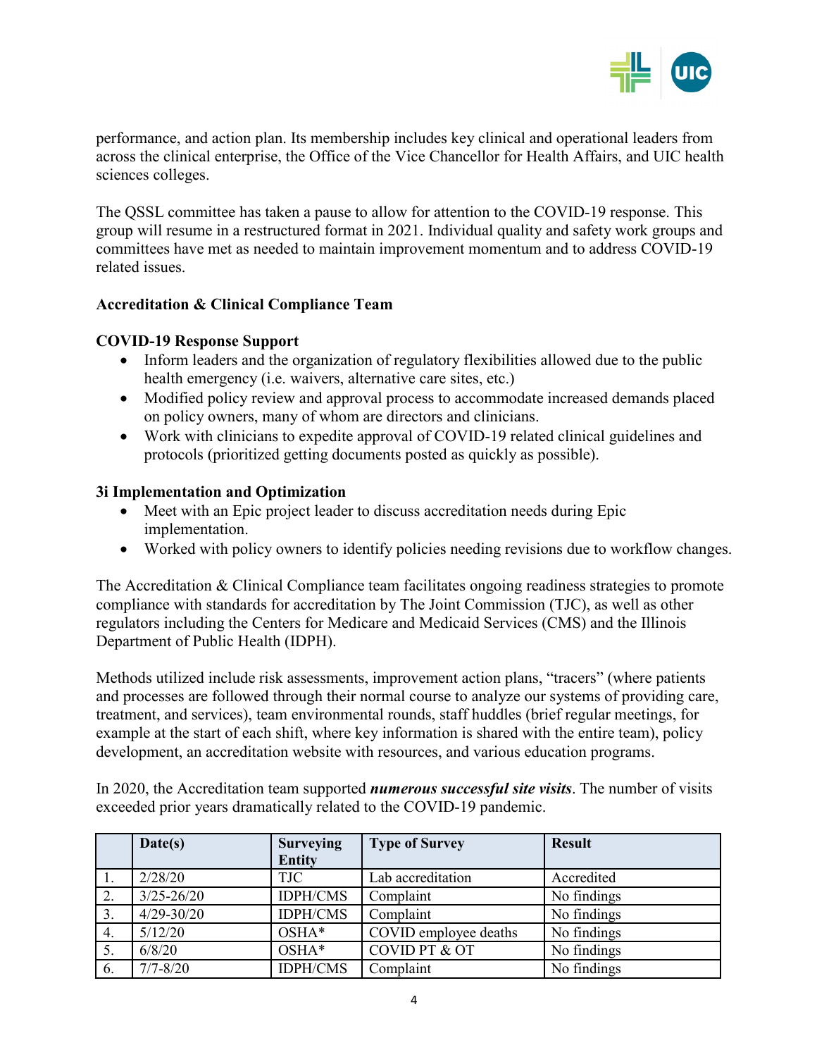performance, and action plan. Its membership includes key clinical and operational leaders from across the clinical enterprise, the Office of the Vice Chancellor for Health Affairs, and UIC health sciences colleges.

The QSSL committee has taken a pause to allow for attention to the COVID-19 response. This group will resume in a restructured format in 2021. Individual quality and safety work groups and committees have met as needed to maintain improvement momentum and to address COVID-19 related issues.

**Accreditation & Clinical Compliance Team**

**COVID-19 Response Support**

- Inform leaders and the organization of regulatory flexibilities allowed due to the public health emergency (i.e. waivers, alternative care sites, etc.)
- Modified policy review and approval process to accommodate increased demands placed on policy owners, many of whom are directors and clinicians.
- Work with clinicians to expedite approval of COVID-19 related clinical guidelines and protocols (prioritized getting documents posted as quickly as possible).

**3i Implementation and Optimization**

- Meet with an Epic project leader to discuss accreditation needs during Epic implementation.
- Worked with policy owners to identify policies needing revisions due to workflow changes.

The Accreditation & Clinical Compliance team facilitates ongoing readiness strategies to promote compliance with standards for accreditation by The Joint Commission (TJC), as well as other regulators including the Centers for Medicare and Medicaid Services (CMS) and the Illinois Department of Public Health (IDPH).

Methods utilized include risk assessments, improvement action plans, "tracers" (where patients and processes are followed through their normal course to analyze our systems of providing care, treatment, and services), team environmental rounds, staff huddles (brief regular meetings, for example at the start of each shift, where key information is shared with the entire team), policy development, an accreditation website with resources, and various education programs.

In 2020, the Accreditation team supported ***numerous successful site visits***. The number of visits exceeded prior years dramatically related to the COVID-19 pandemic.

| | Date(s) | Surveying Entity | Type of Survey | Result |
|---|---|---|---|---|
| 1. | 2/28/20 | TJC | Lab accreditation | Accredited |
| 2. | 3/25-26/20 | IDPH/CMS | Complaint | No findings |
| 3. | 4/29-30/20 | IDPH/CMS | Complaint | No findings |
| 4. | 5/12/20 | OSHA* | COVID employee deaths | No findings |
| 5. | 6/8/20 | OSHA* | COVID PT & OT | No findings |
| 6. | 7/7-8/20 | IDPH/CMS | Complaint | No findings |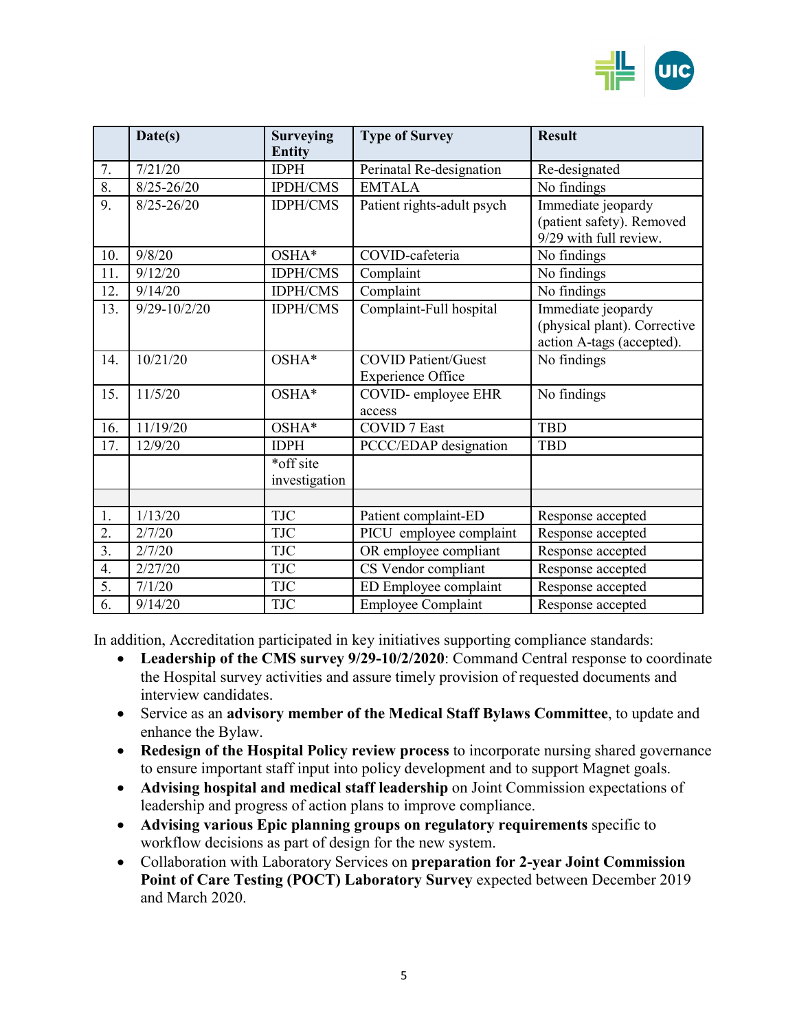| | Date(s) | Surveying Entity | Type of Survey | Result |
|---|---|---|---|---|
| 7. | 7/21/20 | IDPH | Perinatal Re-designation | Re-designated |
| 8. | 8/25-26/20 | IPDH/CMS | EMTALA | No findings |
| 9. | 8/25-26/20 | IDPH/CMS | Patient rights-adult psych | Immediate jeopardy (patient safety). Removed 9/29 with full review. |
| 10. | 9/8/20 | OSHA* | COVID-cafeteria | No findings |
| 11. | 9/12/20 | IDPH/CMS | Complaint | No findings |
| 12. | 9/14/20 | IDPH/CMS | Complaint | No findings |
| 13. | 9/29-10/2/20 | IDPH/CMS | Complaint-Full hospital | Immediate jeopardy (physical plant). Corrective action A-tags (accepted). |
| 14. | 10/21/20 | OSHA* | COVID Patient/Guest Experience Office | No findings |
| 15. | 11/5/20 | OSHA* | COVID- employee EHR access | No findings |
| 16. | 11/19/20 | OSHA* | COVID 7 East | TBD |
| 17. | 12/9/20 | IDPH | PCCC/EDAP designation | TBD |
| | | *off site investigation | | |
| | | | | |
| 1. | 1/13/20 | TJC | Patient complaint-ED | Response accepted |
| 2. | 2/7/20 | TJC | PICU employee complaint | Response accepted |
| 3. | 2/7/20 | TJC | OR employee compliant | Response accepted |
| 4. | 2/27/20 | TJC | CS Vendor compliant | Response accepted |
| 5. | 7/1/20 | TJC | ED Employee complaint | Response accepted |
| 6. | 9/14/20 | TJC | Employee Complaint | Response accepted |

In addition, Accreditation participated in key initiatives supporting compliance standards:

- **Leadership of the CMS survey 9/29-10/2/2020**: Command Central response to coordinate the Hospital survey activities and assure timely provision of requested documents and interview candidates.
- Service as an **advisory member of the Medical Staff Bylaws Committee**, to update and enhance the Bylaw.
- **Redesign of the Hospital Policy review process** to incorporate nursing shared governance to ensure important staff input into policy development and to support Magnet goals.
- **Advising hospital and medical staff leadership** on Joint Commission expectations of leadership and progress of action plans to improve compliance.
- **Advising various Epic planning groups on regulatory requirements** specific to workflow decisions as part of design for the new system.
- Collaboration with Laboratory Services on **preparation for 2-year Joint Commission Point of Care Testing (POCT) Laboratory Survey** expected between December 2019 and March 2020.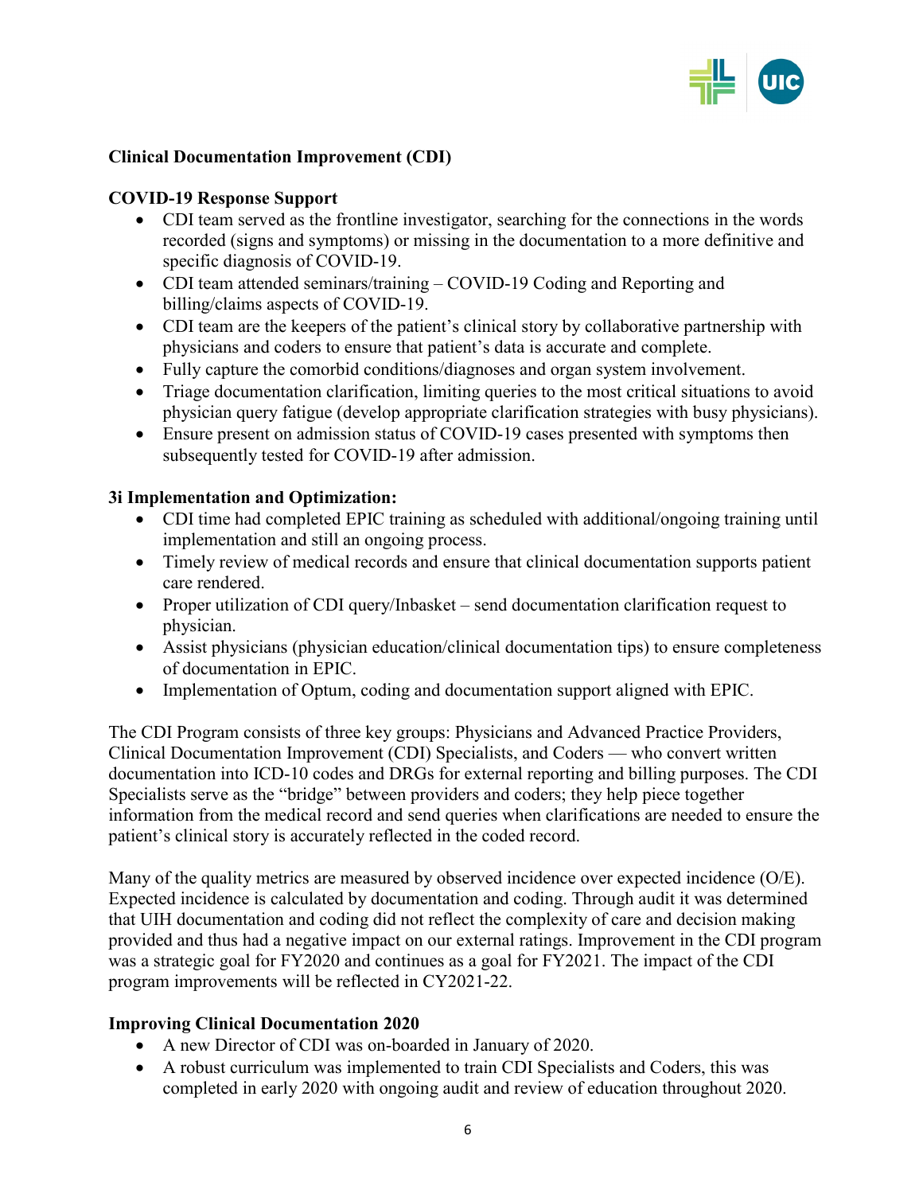**Clinical Documentation Improvement (CDI)**

**COVID-19 Response Support**

- CDI team served as the frontline investigator, searching for the connections in the words recorded (signs and symptoms) or missing in the documentation to a more definitive and specific diagnosis of COVID-19.
- CDI team attended seminars/training – COVID-19 Coding and Reporting and billing/claims aspects of COVID-19.
- CDI team are the keepers of the patient's clinical story by collaborative partnership with physicians and coders to ensure that patient's data is accurate and complete.
- Fully capture the comorbid conditions/diagnoses and organ system involvement.
- Triage documentation clarification, limiting queries to the most critical situations to avoid physician query fatigue (develop appropriate clarification strategies with busy physicians).
- Ensure present on admission status of COVID-19 cases presented with symptoms then subsequently tested for COVID-19 after admission.

**3i Implementation and Optimization:**

- CDI time had completed EPIC training as scheduled with additional/ongoing training until implementation and still an ongoing process.
- Timely review of medical records and ensure that clinical documentation supports patient care rendered.
- Proper utilization of CDI query/Inbasket – send documentation clarification request to physician.
- Assist physicians (physician education/clinical documentation tips) to ensure completeness of documentation in EPIC.
- Implementation of Optum, coding and documentation support aligned with EPIC.

The CDI Program consists of three key groups: Physicians and Advanced Practice Providers, Clinical Documentation Improvement (CDI) Specialists, and Coders — who convert written documentation into ICD-10 codes and DRGs for external reporting and billing purposes. The CDI Specialists serve as the "bridge" between providers and coders; they help piece together information from the medical record and send queries when clarifications are needed to ensure the patient's clinical story is accurately reflected in the coded record.

Many of the quality metrics are measured by observed incidence over expected incidence (O/E). Expected incidence is calculated by documentation and coding. Through audit it was determined that UIH documentation and coding did not reflect the complexity of care and decision making provided and thus had a negative impact on our external ratings. Improvement in the CDI program was a strategic goal for FY2020 and continues as a goal for FY2021. The impact of the CDI program improvements will be reflected in CY2021-22.

**Improving Clinical Documentation 2020**

- A new Director of CDI was on-boarded in January of 2020.
- A robust curriculum was implemented to train CDI Specialists and Coders, this was completed in early 2020 with ongoing audit and review of education throughout 2020.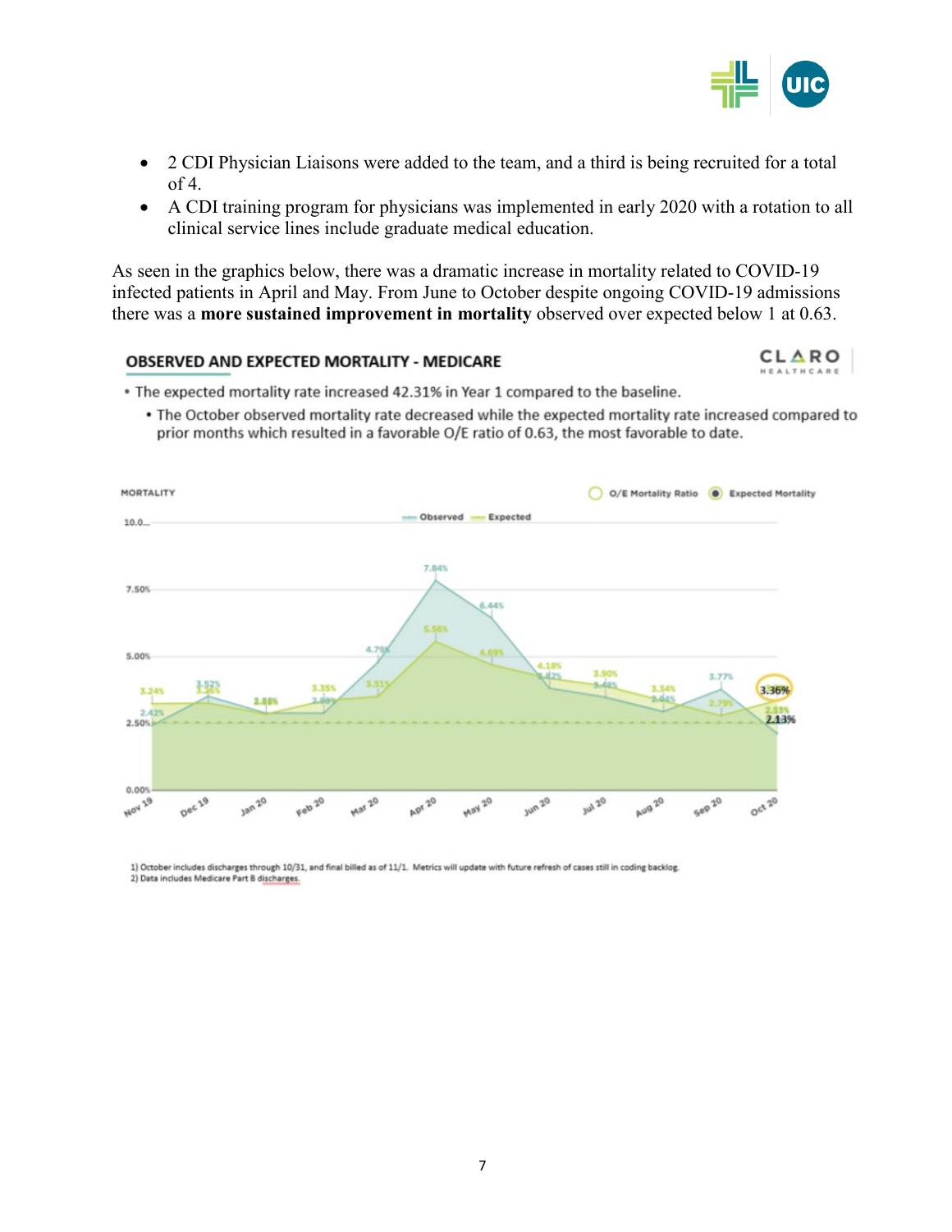- 2 CDI Physician Liaisons were added to the team, and a third is being recruited for a total of 4.
- A CDI training program for physicians was implemented in early 2020 with a rotation to all clinical service lines include graduate medical education.

As seen in the graphics below, there was a dramatic increase in mortality related to COVID-19 infected patients in April and May. From June to October despite ongoing COVID-19 admissions there was a **more sustained improvement in mortality** observed over expected below 1 at 0.63.

## OBSERVED AND EXPECTED MORTALITY - MEDICARE

CLARO HEALTHCARE

- The expected mortality rate increased 42.31% in Year 1 compared to the baseline.
  - The October observed mortality rate decreased while the expected mortality rate increased compared to prior months which resulted in a favorable O/E ratio of 0.63, the most favorable to date.

MORTALITY

O/E Mortality Ratio | Expected Mortality

Observed | Expected

| Month | Observed | Expected |
|---|---|---|
| Nov 19 | 2.42% | 3.24% |
| Dec 19 | 3.52% | 3.26% |
| Jan 20 | 2.88% | 2.88% |
| Feb 20 | 2.88% | 3.35% |
| Mar 20 | 4.79% | 3.51% |
| Apr 20 | 7.84% | 5.56% |
| May 20 | 6.44% | 4.69% |
| Jun 20 | 3.82% | 4.18% |
| Jul 20 | 3.48% | 3.90% |
| Aug 20 | 2.94% | 3.34% |
| Sep 20 | 3.77% | 2.79% |
| Oct 20 | 2.13% | 3.36% |

1) October includes discharges through 10/31, and final billed as of 11/1. Metrics will update with future refresh of cases still in coding backlog.
2) Data includes Medicare Part B discharges.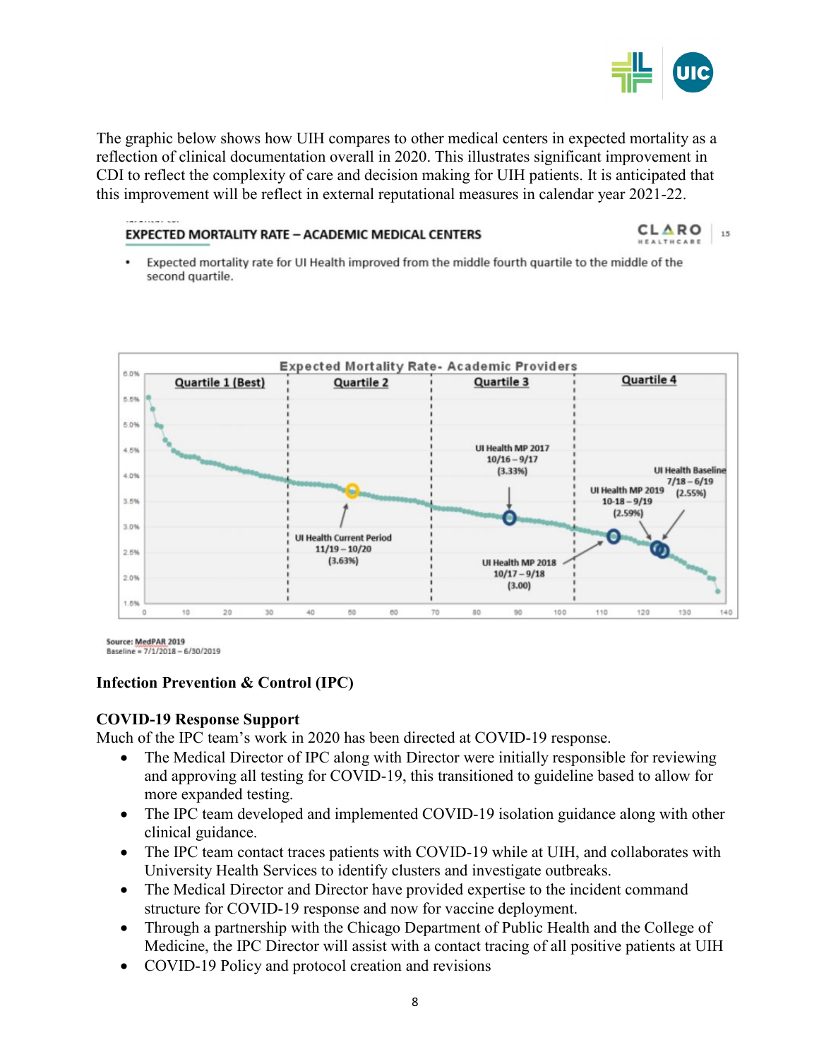The graphic below shows how UIH compares to other medical centers in expected mortality as a reflection of clinical documentation overall in 2020. This illustrates significant improvement in CDI to reflect the complexity of care and decision making for UIH patients. It is anticipated that this improvement will be reflect in external reputational measures in calendar year 2021-22.

**EXPECTED MORTALITY RATE – ACADEMIC MEDICAL CENTERS**

- Expected mortality rate for UI Health improved from the middle fourth quartile to the middle of the second quartile.

Expected Mortality Rate- Academic Providers

Quartile 1 (Best) | Quartile 2 | Quartile 3 | Quartile 4

UI Health Current Period 11/19 – 10/20 (3.63%)

UI Health MP 2017 10/16 – 9/17 (3.33%)

UI Health MP 2018 10/17 – 9/18 (3.00)

UI Health MP 2019 10-18 – 9/19 (2.59%)

UI Health Baseline 7/18 – 6/19 (2.55%)

Source: MedPAR 2019
Baseline = 7/1/2018 – 6/30/2019

## Infection Prevention & Control (IPC)

### COVID-19 Response Support

Much of the IPC team's work in 2020 has been directed at COVID-19 response.

- The Medical Director of IPC along with Director were initially responsible for reviewing and approving all testing for COVID-19, this transitioned to guideline based to allow for more expanded testing.
- The IPC team developed and implemented COVID-19 isolation guidance along with other clinical guidance.
- The IPC team contact traces patients with COVID-19 while at UIH, and collaborates with University Health Services to identify clusters and investigate outbreaks.
- The Medical Director and Director have provided expertise to the incident command structure for COVID-19 response and now for vaccine deployment.
- Through a partnership with the Chicago Department of Public Health and the College of Medicine, the IPC Director will assist with a contact tracing of all positive patients at UIH
- COVID-19 Policy and protocol creation and revisions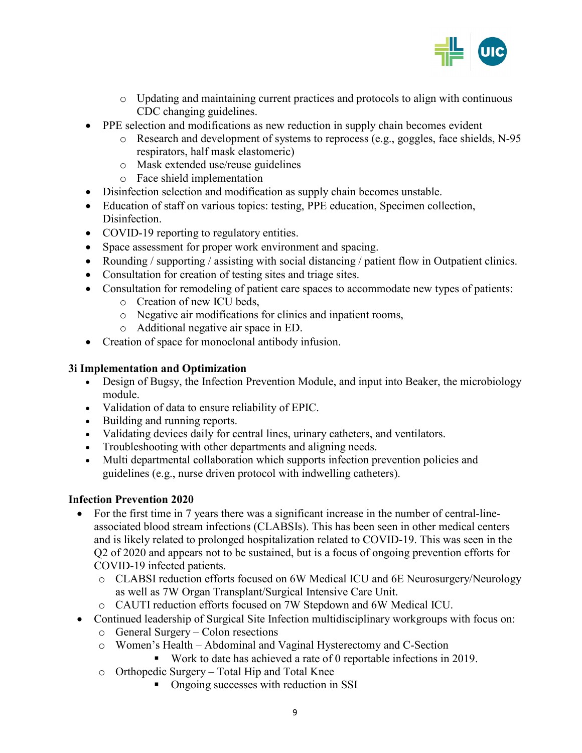- Updating and maintaining current practices and protocols to align with continuous CDC changing guidelines.
- PPE selection and modifications as new reduction in supply chain becomes evident
    - Research and development of systems to reprocess (e.g., goggles, face shields, N-95 respirators, half mask elastomeric)
    - Mask extended use/reuse guidelines
    - Face shield implementation
- Disinfection selection and modification as supply chain becomes unstable.
- Education of staff on various topics: testing, PPE education, Specimen collection, Disinfection.
- COVID-19 reporting to regulatory entities.
- Space assessment for proper work environment and spacing.
- Rounding / supporting / assisting with social distancing / patient flow in Outpatient clinics.
- Consultation for creation of testing sites and triage sites.
- Consultation for remodeling of patient care spaces to accommodate new types of patients:
    - Creation of new ICU beds,
    - Negative air modifications for clinics and inpatient rooms,
    - Additional negative air space in ED.
- Creation of space for monoclonal antibody infusion.

**3i Implementation and Optimization**

- Design of Bugsy, the Infection Prevention Module, and input into Beaker, the microbiology module.
- Validation of data to ensure reliability of EPIC.
- Building and running reports.
- Validating devices daily for central lines, urinary catheters, and ventilators.
- Troubleshooting with other departments and aligning needs.
- Multi departmental collaboration which supports infection prevention policies and guidelines (e.g., nurse driven protocol with indwelling catheters).

**Infection Prevention 2020**

- For the first time in 7 years there was a significant increase in the number of central-line-associated blood stream infections (CLABSIs). This has been seen in other medical centers and is likely related to prolonged hospitalization related to COVID-19. This was seen in the Q2 of 2020 and appears not to be sustained, but is a focus of ongoing prevention efforts for COVID-19 infected patients.
    - CLABSI reduction efforts focused on 6W Medical ICU and 6E Neurosurgery/Neurology as well as 7W Organ Transplant/Surgical Intensive Care Unit.
    - CAUTI reduction efforts focused on 7W Stepdown and 6W Medical ICU.
- Continued leadership of Surgical Site Infection multidisciplinary workgroups with focus on:
    - General Surgery – Colon resections
    - Women's Health – Abdominal and Vaginal Hysterectomy and C-Section
        - Work to date has achieved a rate of 0 reportable infections in 2019.
    - Orthopedic Surgery – Total Hip and Total Knee
        - Ongoing successes with reduction in SSI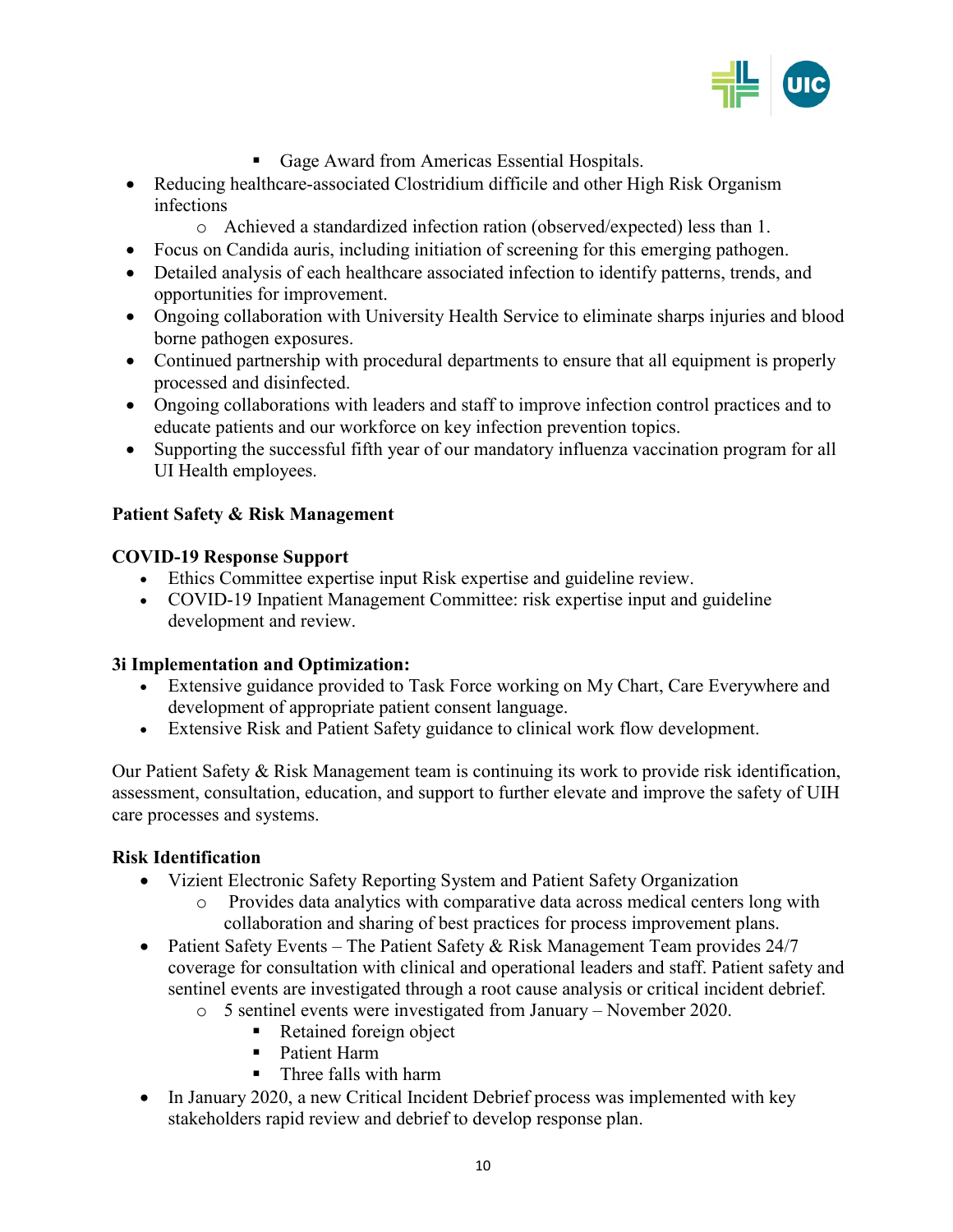- Gage Award from Americas Essential Hospitals.
- Reducing healthcare-associated Clostridium difficile and other High Risk Organism infections
    - Achieved a standardized infection ration (observed/expected) less than 1.
- Focus on Candida auris, including initiation of screening for this emerging pathogen.
- Detailed analysis of each healthcare associated infection to identify patterns, trends, and opportunities for improvement.
- Ongoing collaboration with University Health Service to eliminate sharps injuries and blood borne pathogen exposures.
- Continued partnership with procedural departments to ensure that all equipment is properly processed and disinfected.
- Ongoing collaborations with leaders and staff to improve infection control practices and to educate patients and our workforce on key infection prevention topics.
- Supporting the successful fifth year of our mandatory influenza vaccination program for all UI Health employees.

**Patient Safety & Risk Management**

**COVID-19 Response Support**

- Ethics Committee expertise input Risk expertise and guideline review.
- COVID-19 Inpatient Management Committee: risk expertise input and guideline development and review.

**3i Implementation and Optimization:**

- Extensive guidance provided to Task Force working on My Chart, Care Everywhere and development of appropriate patient consent language.
- Extensive Risk and Patient Safety guidance to clinical work flow development.

Our Patient Safety & Risk Management team is continuing its work to provide risk identification, assessment, consultation, education, and support to further elevate and improve the safety of UIH care processes and systems.

**Risk Identification**

- Vizient Electronic Safety Reporting System and Patient Safety Organization
    - Provides data analytics with comparative data across medical centers long with collaboration and sharing of best practices for process improvement plans.
- Patient Safety Events – The Patient Safety & Risk Management Team provides 24/7 coverage for consultation with clinical and operational leaders and staff. Patient safety and sentinel events are investigated through a root cause analysis or critical incident debrief.
    - 5 sentinel events were investigated from January – November 2020.
        - Retained foreign object
        - Patient Harm
        - Three falls with harm
- In January 2020, a new Critical Incident Debrief process was implemented with key stakeholders rapid review and debrief to develop response plan.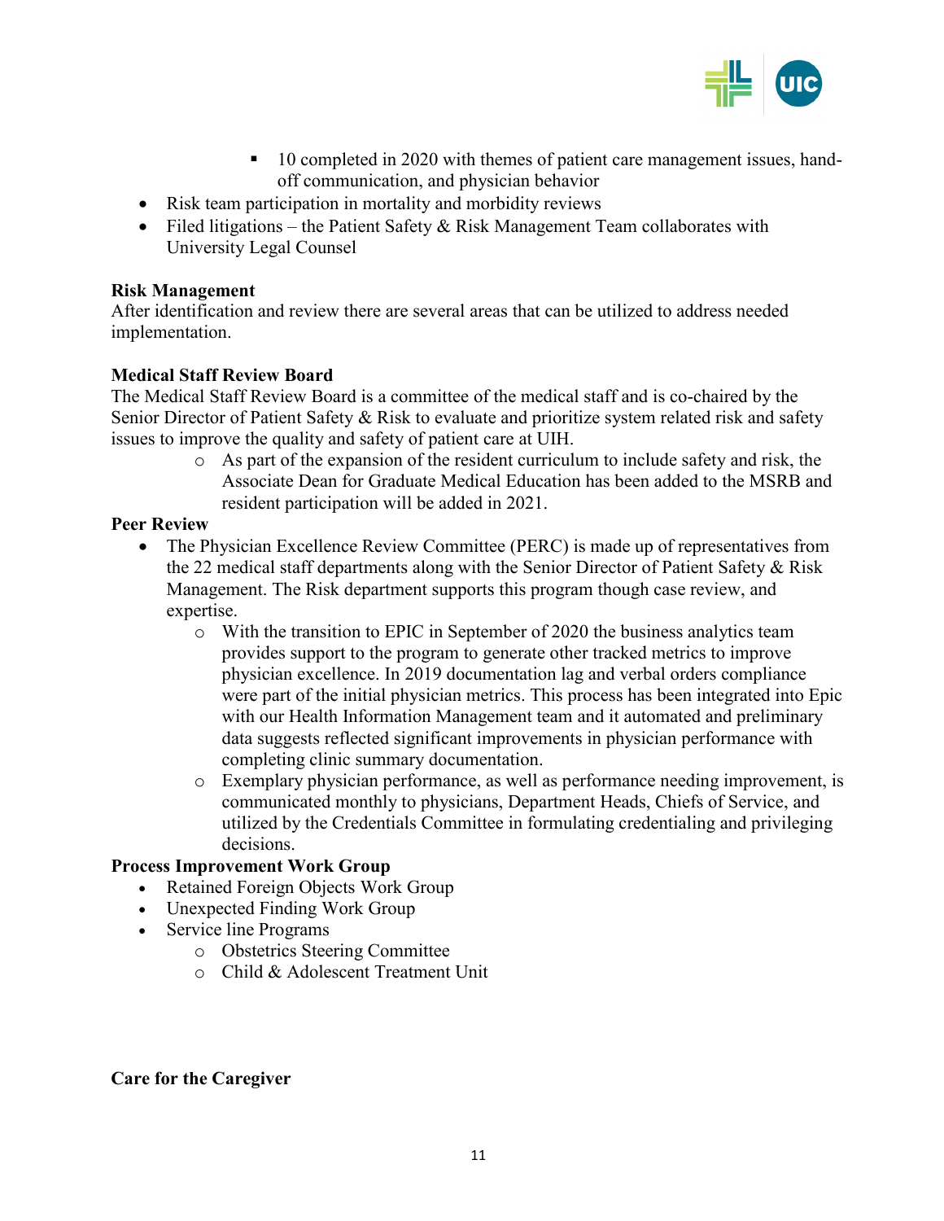- 10 completed in 2020 with themes of patient care management issues, hand-off communication, and physician behavior
- Risk team participation in mortality and morbidity reviews
- Filed litigations – the Patient Safety & Risk Management Team collaborates with University Legal Counsel

**Risk Management**
After identification and review there are several areas that can be utilized to address needed implementation.

**Medical Staff Review Board**
The Medical Staff Review Board is a committee of the medical staff and is co-chaired by the Senior Director of Patient Safety & Risk to evaluate and prioritize system related risk and safety issues to improve the quality and safety of patient care at UIH.

    - As part of the expansion of the resident curriculum to include safety and risk, the Associate Dean for Graduate Medical Education has been added to the MSRB and resident participation will be added in 2021.

**Peer Review**

- The Physician Excellence Review Committee (PERC) is made up of representatives from the 22 medical staff departments along with the Senior Director of Patient Safety & Risk Management. The Risk department supports this program though case review, and expertise.
    - With the transition to EPIC in September of 2020 the business analytics team provides support to the program to generate other tracked metrics to improve physician excellence. In 2019 documentation lag and verbal orders compliance were part of the initial physician metrics. This process has been integrated into Epic with our Health Information Management team and it automated and preliminary data suggests reflected significant improvements in physician performance with completing clinic summary documentation.
    - Exemplary physician performance, as well as performance needing improvement, is communicated monthly to physicians, Department Heads, Chiefs of Service, and utilized by the Credentials Committee in formulating credentialing and privileging decisions.

**Process Improvement Work Group**

- Retained Foreign Objects Work Group
- Unexpected Finding Work Group
- Service line Programs
    - Obstetrics Steering Committee
    - Child & Adolescent Treatment Unit

**Care for the Caregiver**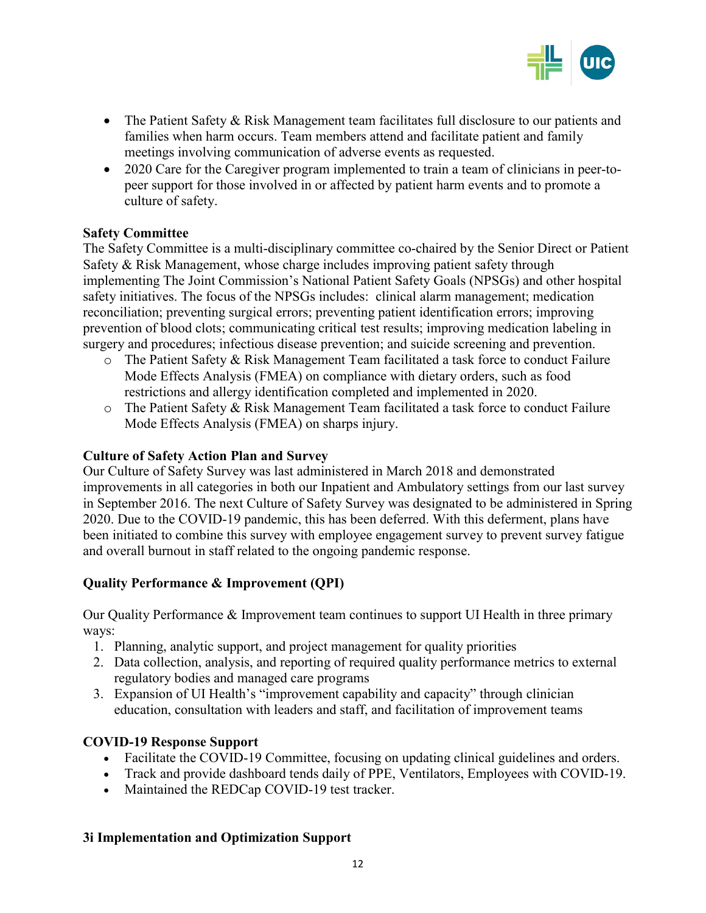- The Patient Safety & Risk Management team facilitates full disclosure to our patients and families when harm occurs. Team members attend and facilitate patient and family meetings involving communication of adverse events as requested.
- 2020 Care for the Caregiver program implemented to train a team of clinicians in peer-to-peer support for those involved in or affected by patient harm events and to promote a culture of safety.

**Safety Committee**

The Safety Committee is a multi-disciplinary committee co-chaired by the Senior Direct or Patient Safety & Risk Management, whose charge includes improving patient safety through implementing The Joint Commission's National Patient Safety Goals (NPSGs) and other hospital safety initiatives. The focus of the NPSGs includes: clinical alarm management; medication reconciliation; preventing surgical errors; preventing patient identification errors; improving prevention of blood clots; communicating critical test results; improving medication labeling in surgery and procedures; infectious disease prevention; and suicide screening and prevention.

- The Patient Safety & Risk Management Team facilitated a task force to conduct Failure Mode Effects Analysis (FMEA) on compliance with dietary orders, such as food restrictions and allergy identification completed and implemented in 2020.
- The Patient Safety & Risk Management Team facilitated a task force to conduct Failure Mode Effects Analysis (FMEA) on sharps injury.

**Culture of Safety Action Plan and Survey**

Our Culture of Safety Survey was last administered in March 2018 and demonstrated improvements in all categories in both our Inpatient and Ambulatory settings from our last survey in September 2016. The next Culture of Safety Survey was designated to be administered in Spring 2020. Due to the COVID-19 pandemic, this has been deferred. With this deferment, plans have been initiated to combine this survey with employee engagement survey to prevent survey fatigue and overall burnout in staff related to the ongoing pandemic response.

**Quality Performance & Improvement (QPI)**

Our Quality Performance & Improvement team continues to support UI Health in three primary ways:

1. Planning, analytic support, and project management for quality priorities
2. Data collection, analysis, and reporting of required quality performance metrics to external regulatory bodies and managed care programs
3. Expansion of UI Health's "improvement capability and capacity" through clinician education, consultation with leaders and staff, and facilitation of improvement teams

**COVID-19 Response Support**

- Facilitate the COVID-19 Committee, focusing on updating clinical guidelines and orders.
- Track and provide dashboard tends daily of PPE, Ventilators, Employees with COVID-19.
- Maintained the REDCap COVID-19 test tracker.

**3i Implementation and Optimization Support**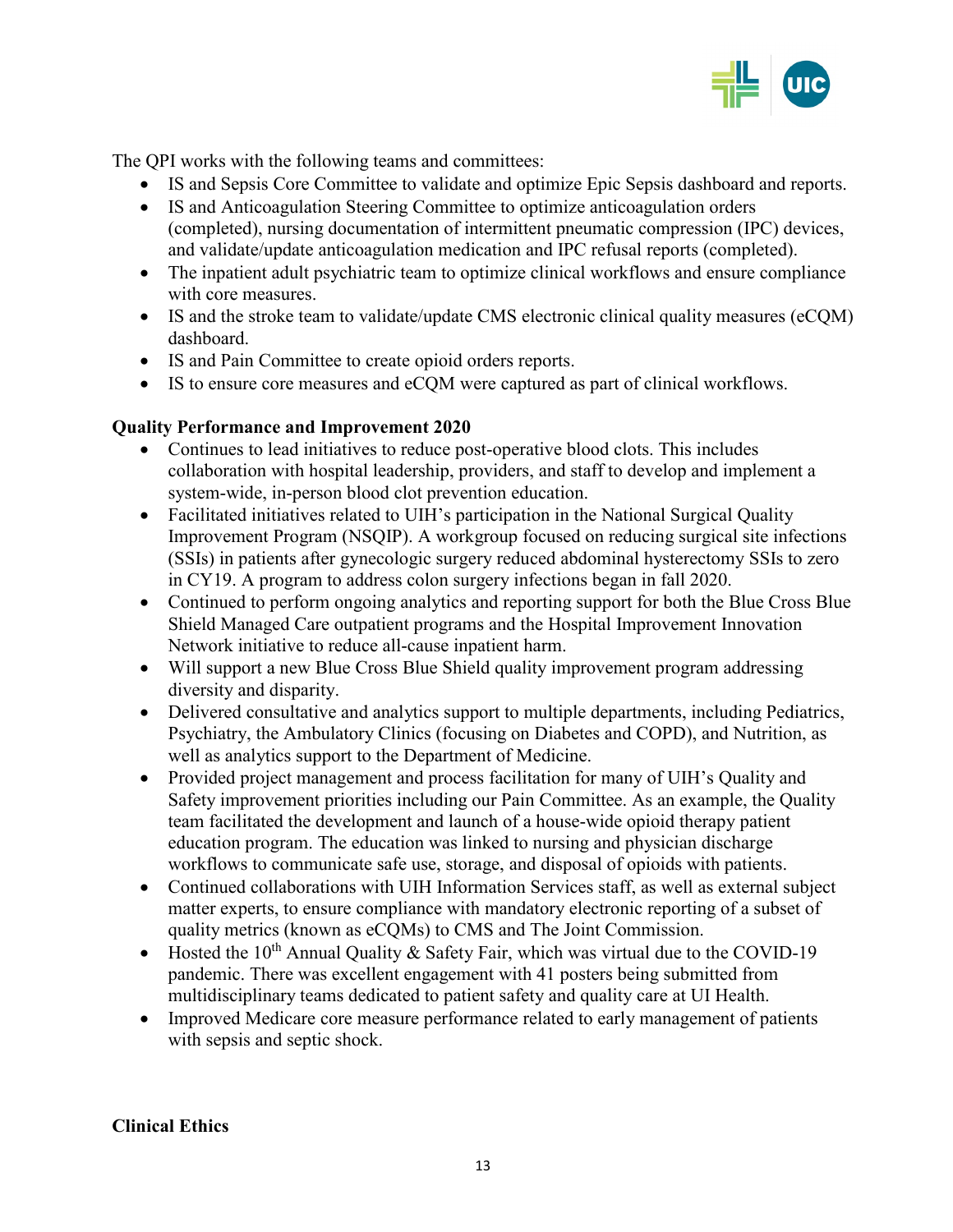The QPI works with the following teams and committees:

- IS and Sepsis Core Committee to validate and optimize Epic Sepsis dashboard and reports.
- IS and Anticoagulation Steering Committee to optimize anticoagulation orders (completed), nursing documentation of intermittent pneumatic compression (IPC) devices, and validate/update anticoagulation medication and IPC refusal reports (completed).
- The inpatient adult psychiatric team to optimize clinical workflows and ensure compliance with core measures.
- IS and the stroke team to validate/update CMS electronic clinical quality measures (eCQM) dashboard.
- IS and Pain Committee to create opioid orders reports.
- IS to ensure core measures and eCQM were captured as part of clinical workflows.

**Quality Performance and Improvement 2020**

- Continues to lead initiatives to reduce post-operative blood clots. This includes collaboration with hospital leadership, providers, and staff to develop and implement a system-wide, in-person blood clot prevention education.
- Facilitated initiatives related to UIH's participation in the National Surgical Quality Improvement Program (NSQIP). A workgroup focused on reducing surgical site infections (SSIs) in patients after gynecologic surgery reduced abdominal hysterectomy SSIs to zero in CY19. A program to address colon surgery infections began in fall 2020.
- Continued to perform ongoing analytics and reporting support for both the Blue Cross Blue Shield Managed Care outpatient programs and the Hospital Improvement Innovation Network initiative to reduce all-cause inpatient harm.
- Will support a new Blue Cross Blue Shield quality improvement program addressing diversity and disparity.
- Delivered consultative and analytics support to multiple departments, including Pediatrics, Psychiatry, the Ambulatory Clinics (focusing on Diabetes and COPD), and Nutrition, as well as analytics support to the Department of Medicine.
- Provided project management and process facilitation for many of UIH's Quality and Safety improvement priorities including our Pain Committee. As an example, the Quality team facilitated the development and launch of a house-wide opioid therapy patient education program. The education was linked to nursing and physician discharge workflows to communicate safe use, storage, and disposal of opioids with patients.
- Continued collaborations with UIH Information Services staff, as well as external subject matter experts, to ensure compliance with mandatory electronic reporting of a subset of quality metrics (known as eCQMs) to CMS and The Joint Commission.
- Hosted the 10th Annual Quality & Safety Fair, which was virtual due to the COVID-19 pandemic. There was excellent engagement with 41 posters being submitted from multidisciplinary teams dedicated to patient safety and quality care at UI Health.
- Improved Medicare core measure performance related to early management of patients with sepsis and septic shock.

**Clinical Ethics**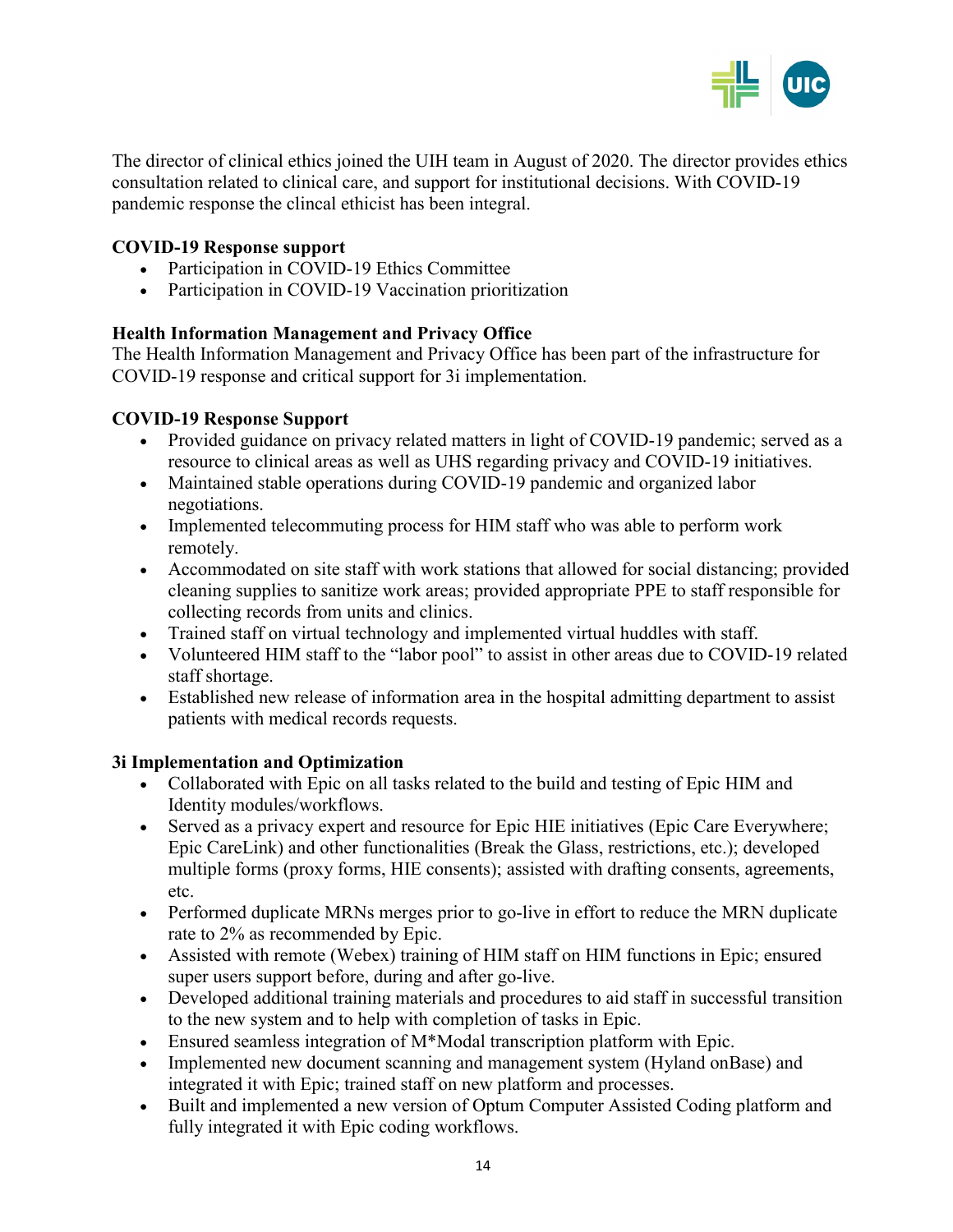The director of clinical ethics joined the UIH team in August of 2020. The director provides ethics consultation related to clinical care, and support for institutional decisions. With COVID-19 pandemic response the clincal ethicist has been integral.

**COVID-19 Response support**

- Participation in COVID-19 Ethics Committee
- Participation in COVID-19 Vaccination prioritization

**Health Information Management and Privacy Office**

The Health Information Management and Privacy Office has been part of the infrastructure for COVID-19 response and critical support for 3i implementation.

**COVID-19 Response Support**

- Provided guidance on privacy related matters in light of COVID-19 pandemic; served as a resource to clinical areas as well as UHS regarding privacy and COVID-19 initiatives.
- Maintained stable operations during COVID-19 pandemic and organized labor negotiations.
- Implemented telecommuting process for HIM staff who was able to perform work remotely.
- Accommodated on site staff with work stations that allowed for social distancing; provided cleaning supplies to sanitize work areas; provided appropriate PPE to staff responsible for collecting records from units and clinics.
- Trained staff on virtual technology and implemented virtual huddles with staff.
- Volunteered HIM staff to the "labor pool" to assist in other areas due to COVID-19 related staff shortage.
- Established new release of information area in the hospital admitting department to assist patients with medical records requests.

**3i Implementation and Optimization**

- Collaborated with Epic on all tasks related to the build and testing of Epic HIM and Identity modules/workflows.
- Served as a privacy expert and resource for Epic HIE initiatives (Epic Care Everywhere; Epic CareLink) and other functionalities (Break the Glass, restrictions, etc.); developed multiple forms (proxy forms, HIE consents); assisted with drafting consents, agreements, etc.
- Performed duplicate MRNs merges prior to go-live in effort to reduce the MRN duplicate rate to 2% as recommended by Epic.
- Assisted with remote (Webex) training of HIM staff on HIM functions in Epic; ensured super users support before, during and after go-live.
- Developed additional training materials and procedures to aid staff in successful transition to the new system and to help with completion of tasks in Epic.
- Ensured seamless integration of M*Modal transcription platform with Epic.
- Implemented new document scanning and management system (Hyland onBase) and integrated it with Epic; trained staff on new platform and processes.
- Built and implemented a new version of Optum Computer Assisted Coding platform and fully integrated it with Epic coding workflows.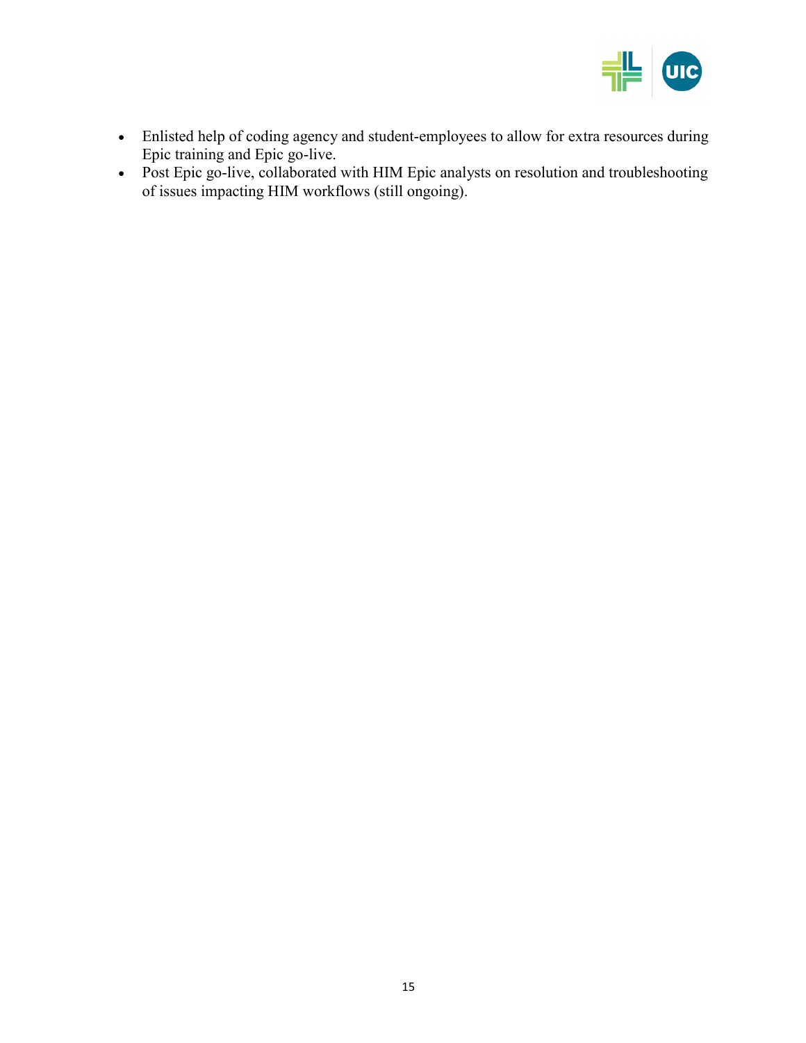- Enlisted help of coding agency and student-employees to allow for extra resources during Epic training and Epic go-live.
- Post Epic go-live, collaborated with HIM Epic analysts on resolution and troubleshooting of issues impacting HIM workflows (still ongoing).